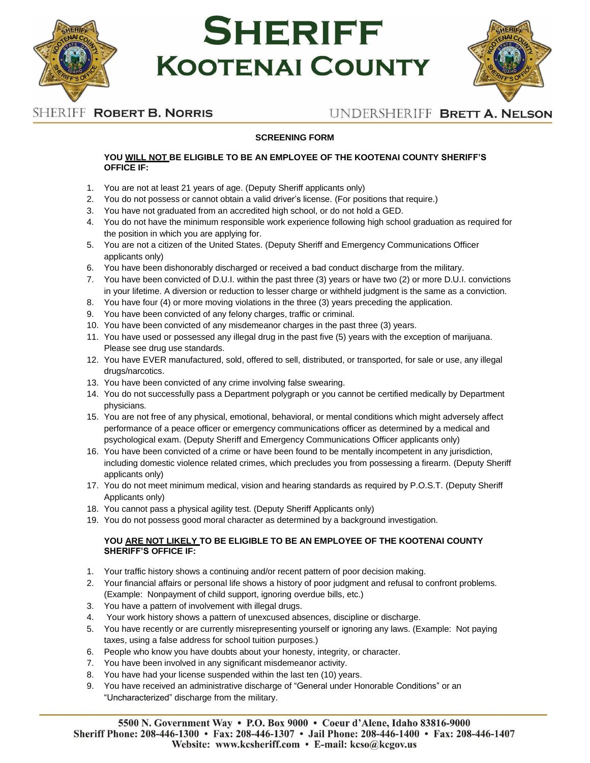# SHERIFF KOOTENAI COUNTY

SHERIFF **ROBERT B. NORRIS** UNDERSHERIFF **BRETT A. NELSON**

## SCREENING FORM

**YOU <u>WILL NOT</u> BE ELIGIBLE TO BE AN EMPLOYEE OF THE KOOTENAI COUNTY SHERIFF'S OFFICE IF:**

1. You are not at least 21 years of age. (Deputy Sheriff applicants only)
2. You do not possess or cannot obtain a valid driver's license. (For positions that require.)
3. You have not graduated from an accredited high school, or do not hold a GED.
4. You do not have the minimum responsible work experience following high school graduation as required for the position in which you are applying for.
5. You are not a citizen of the United States. (Deputy Sheriff and Emergency Communications Officer applicants only)
6. You have been dishonorably discharged or received a bad conduct discharge from the military.
7. You have been convicted of D.U.I. within the past three (3) years or have two (2) or more D.U.I. convictions in your lifetime. A diversion or reduction to lesser charge or withheld judgment is the same as a conviction.
8. You have four (4) or more moving violations in the three (3) years preceding the application.
9. You have been convicted of any felony charges, traffic or criminal.
10. You have been convicted of any misdemeanor charges in the past three (3) years.
11. You have used or possessed any illegal drug in the past five (5) years with the exception of marijuana. Please see drug use standards.
12. You have EVER manufactured, sold, offered to sell, distributed, or transported, for sale or use, any illegal drugs/narcotics.
13. You have been convicted of any crime involving false swearing.
14. You do not successfully pass a Department polygraph or you cannot be certified medically by Department physicians.
15. You are not free of any physical, emotional, behavioral, or mental conditions which might adversely affect performance of a peace officer or emergency communications officer as determined by a medical and psychological exam. (Deputy Sheriff and Emergency Communications Officer applicants only)
16. You have been convicted of a crime or have been found to be mentally incompetent in any jurisdiction, including domestic violence related crimes, which precludes you from possessing a firearm. (Deputy Sheriff applicants only)
17. You do not meet minimum medical, vision and hearing standards as required by P.O.S.T. (Deputy Sheriff Applicants only)
18. You cannot pass a physical agility test. (Deputy Sheriff Applicants only)
19. You do not possess good moral character as determined by a background investigation.

**YOU <u>ARE NOT LIKELY</u> TO BE ELIGIBLE TO BE AN EMPLOYEE OF THE KOOTENAI COUNTY SHERIFF'S OFFICE IF:**

1. Your traffic history shows a continuing and/or recent pattern of poor decision making.
2. Your financial affairs or personal life shows a history of poor judgment and refusal to confront problems. (Example: Nonpayment of child support, ignoring overdue bills, etc.)
3. You have a pattern of involvement with illegal drugs.
4. Your work history shows a pattern of unexcused absences, discipline or discharge.
5. You have recently or are currently misrepresenting yourself or ignoring any laws. (Example: Not paying taxes, using a false address for school tuition purposes.)
6. People who know you have doubts about your honesty, integrity, or character.
7. You have been involved in any significant misdemeanor activity.
8. You have had your license suspended within the last ten (10) years.
9. You have received an administrative discharge of "General under Honorable Conditions" or an "Uncharacterized" discharge from the military.

5500 N. Government Way • P.O. Box 9000 • Coeur d'Alene, Idaho 83816-9000
Sheriff Phone: 208-446-1300 • Fax: 208-446-1307 • Jail Phone: 208-446-1400 • Fax: 208-446-1407
Website: www.kcsheriff.com • E-mail: kcso@kcgov.us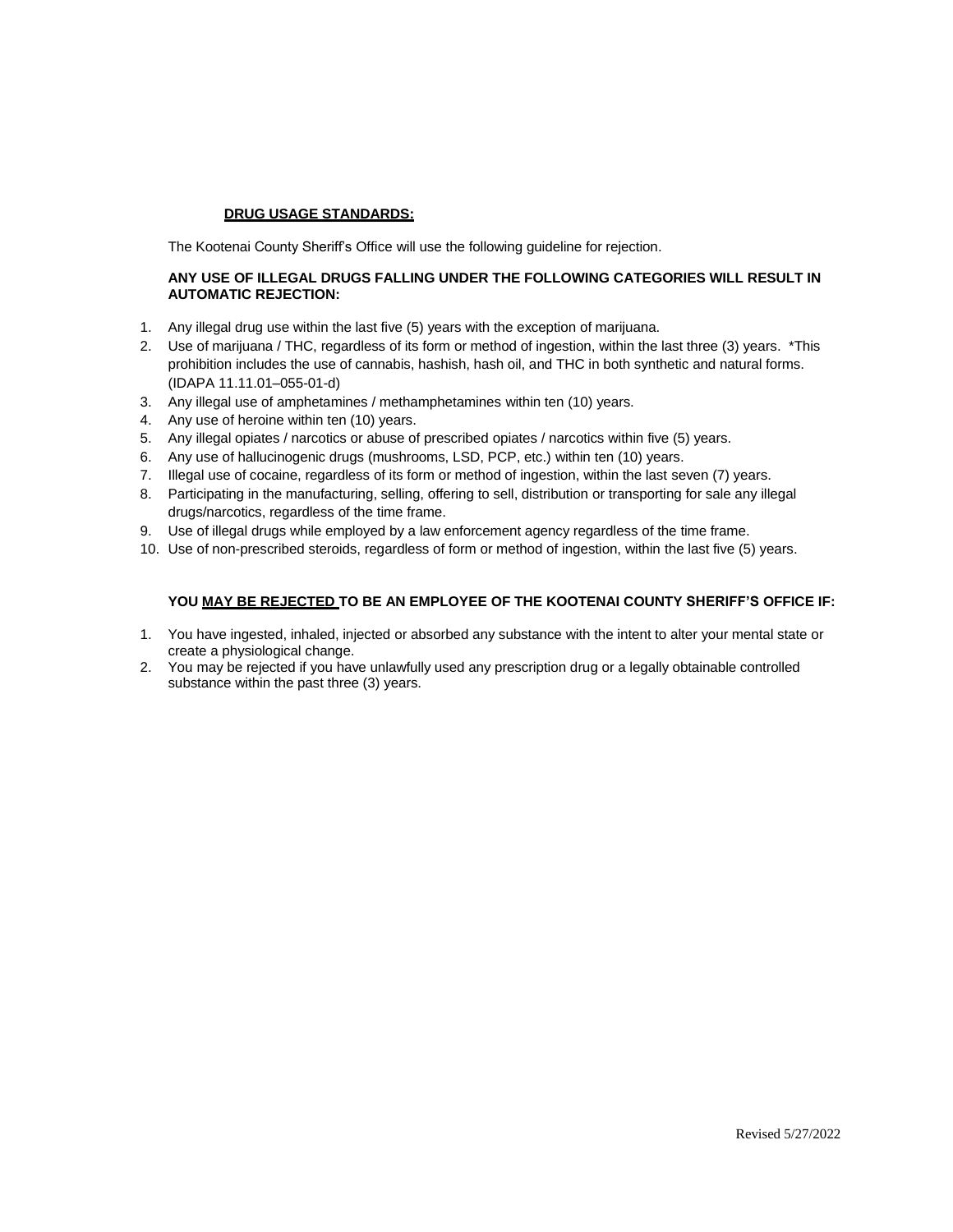**DRUG USAGE STANDARDS:**

The Kootenai County Sheriff's Office will use the following guideline for rejection.

**ANY USE OF ILLEGAL DRUGS FALLING UNDER THE FOLLOWING CATEGORIES WILL RESULT IN AUTOMATIC REJECTION:**

1. Any illegal drug use within the last five (5) years with the exception of marijuana.
2. Use of marijuana / THC, regardless of its form or method of ingestion, within the last three (3) years. *This prohibition includes the use of cannabis, hashish, hash oil, and THC in both synthetic and natural forms. (IDAPA 11.11.01–055-01-d)
3. Any illegal use of amphetamines / methamphetamines within ten (10) years.
4. Any use of heroine within ten (10) years.
5. Any illegal opiates / narcotics or abuse of prescribed opiates / narcotics within five (5) years.
6. Any use of hallucinogenic drugs (mushrooms, LSD, PCP, etc.) within ten (10) years.
7. Illegal use of cocaine, regardless of its form or method of ingestion, within the last seven (7) years.
8. Participating in the manufacturing, selling, offering to sell, distribution or transporting for sale any illegal drugs/narcotics, regardless of the time frame.
9. Use of illegal drugs while employed by a law enforcement agency regardless of the time frame.
10. Use of non-prescribed steroids, regardless of form or method of ingestion, within the last five (5) years.

**YOU MAY BE REJECTED TO BE AN EMPLOYEE OF THE KOOTENAI COUNTY SHERIFF'S OFFICE IF:**

1. You have ingested, inhaled, injected or absorbed any substance with the intent to alter your mental state or create a physiological change.
2. You may be rejected if you have unlawfully used any prescription drug or a legally obtainable controlled substance within the past three (3) years.

Revised 5/27/2022